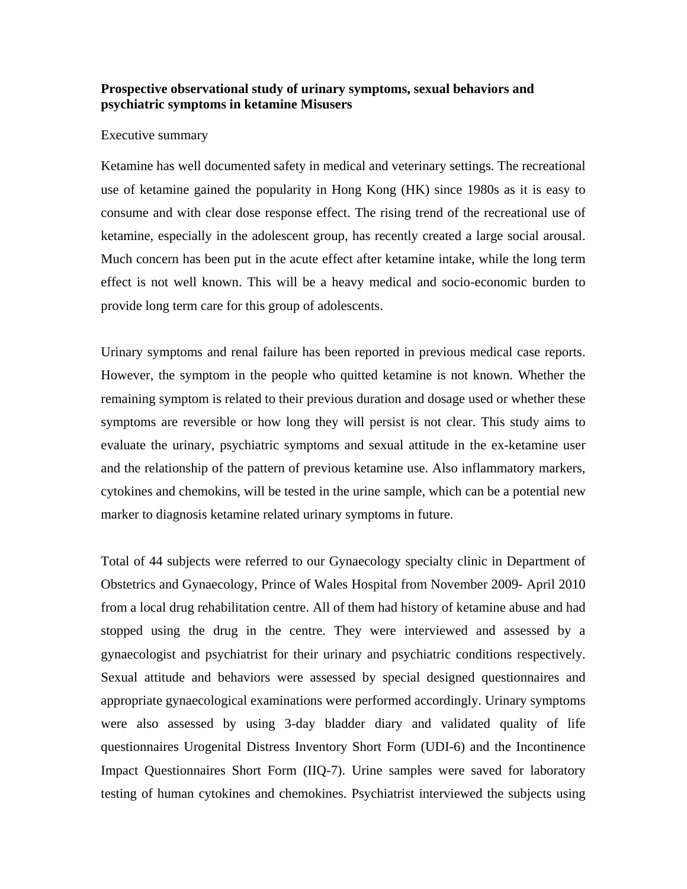**Prospective observational study of urinary symptoms, sexual behaviors and psychiatric symptoms in ketamine Misusers**

Executive summary

Ketamine has well documented safety in medical and veterinary settings. The recreational use of ketamine gained the popularity in Hong Kong (HK) since 1980s as it is easy to consume and with clear dose response effect. The rising trend of the recreational use of ketamine, especially in the adolescent group, has recently created a large social arousal. Much concern has been put in the acute effect after ketamine intake, while the long term effect is not well known. This will be a heavy medical and socio-economic burden to provide long term care for this group of adolescents.

Urinary symptoms and renal failure has been reported in previous medical case reports. However, the symptom in the people who quitted ketamine is not known. Whether the remaining symptom is related to their previous duration and dosage used or whether these symptoms are reversible or how long they will persist is not clear. This study aims to evaluate the urinary, psychiatric symptoms and sexual attitude in the ex-ketamine user and the relationship of the pattern of previous ketamine use. Also inflammatory markers, cytokines and chemokins, will be tested in the urine sample, which can be a potential new marker to diagnosis ketamine related urinary symptoms in future.

Total of 44 subjects were referred to our Gynaecology specialty clinic in Department of Obstetrics and Gynaecology, Prince of Wales Hospital from November 2009- April 2010 from a local drug rehabilitation centre. All of them had history of ketamine abuse and had stopped using the drug in the centre. They were interviewed and assessed by a gynaecologist and psychiatrist for their urinary and psychiatric conditions respectively. Sexual attitude and behaviors were assessed by special designed questionnaires and appropriate gynaecological examinations were performed accordingly. Urinary symptoms were also assessed by using 3-day bladder diary and validated quality of life questionnaires Urogenital Distress Inventory Short Form (UDI-6) and the Incontinence Impact Questionnaires Short Form (IIQ-7). Urine samples were saved for laboratory testing of human cytokines and chemokines. Psychiatrist interviewed the subjects using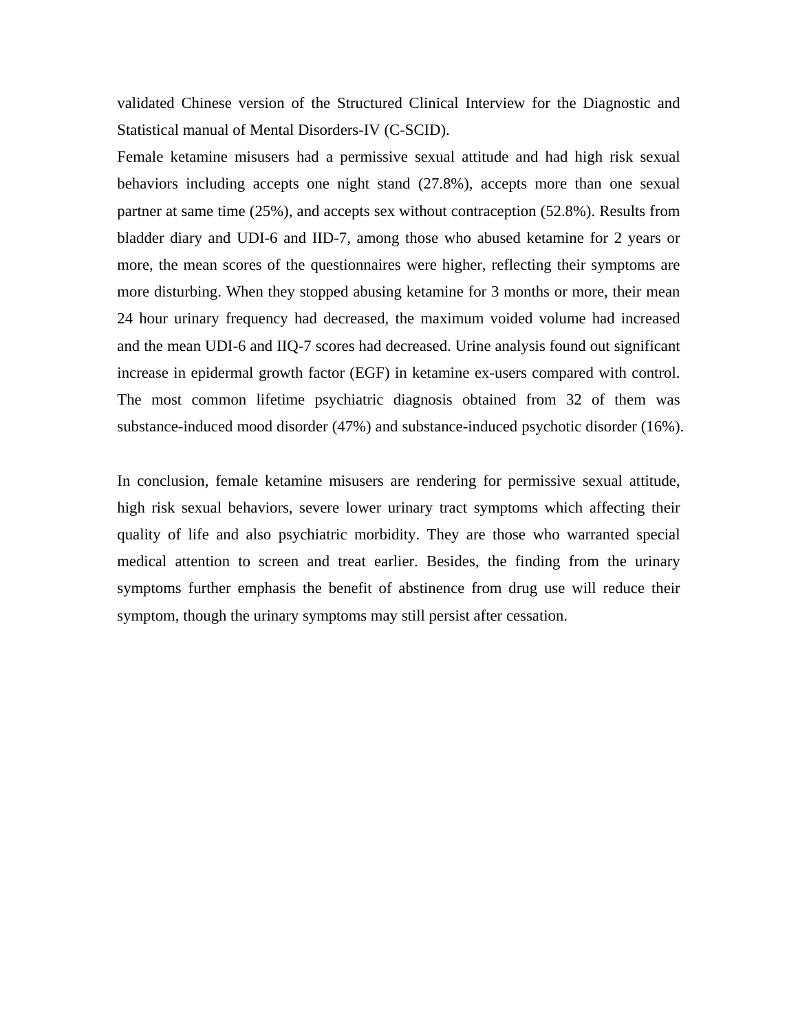validated Chinese version of the Structured Clinical Interview for the Diagnostic and Statistical manual of Mental Disorders-IV (C-SCID).

Female ketamine misusers had a permissive sexual attitude and had high risk sexual behaviors including accepts one night stand (27.8%), accepts more than one sexual partner at same time (25%), and accepts sex without contraception (52.8%). Results from bladder diary and UDI-6 and IID-7, among those who abused ketamine for 2 years or more, the mean scores of the questionnaires were higher, reflecting their symptoms are more disturbing. When they stopped abusing ketamine for 3 months or more, their mean 24 hour urinary frequency had decreased, the maximum voided volume had increased and the mean UDI-6 and IIQ-7 scores had decreased. Urine analysis found out significant increase in epidermal growth factor (EGF) in ketamine ex-users compared with control. The most common lifetime psychiatric diagnosis obtained from 32 of them was substance-induced mood disorder (47%) and substance-induced psychotic disorder (16%).

In conclusion, female ketamine misusers are rendering for permissive sexual attitude, high risk sexual behaviors, severe lower urinary tract symptoms which affecting their quality of life and also psychiatric morbidity. They are those who warranted special medical attention to screen and treat earlier. Besides, the finding from the urinary symptoms further emphasis the benefit of abstinence from drug use will reduce their symptom, though the urinary symptoms may still persist after cessation.